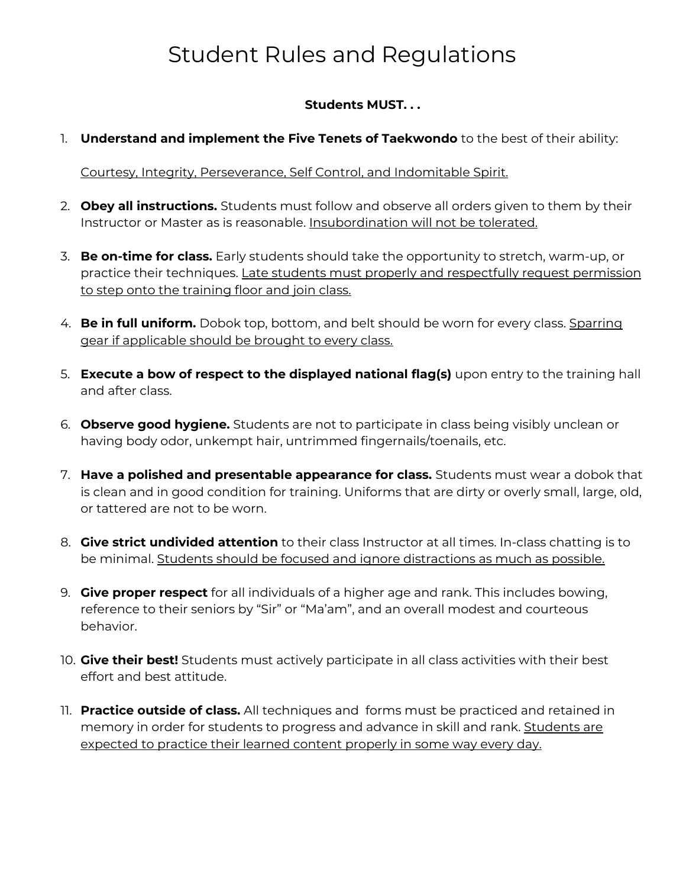# Student Rules and Regulations

**Students MUST. . .**

1. **Understand and implement the Five Tenets of Taekwondo** to the best of their ability:

   <u>Courtesy, Integrity, Perseverance, Self Control, and Indomitable Spirit.</u>

2. **Obey all instructions.** Students must follow and observe all orders given to them by their Instructor or Master as is reasonable. <u>Insubordination will not be tolerated.</u>

3. **Be on-time for class.** Early students should take the opportunity to stretch, warm-up, or practice their techniques. <u>Late students must properly and respectfully request permission to step onto the training floor and join class.</u>

4. **Be in full uniform.** Dobok top, bottom, and belt should be worn for every class. <u>Sparring gear if applicable should be brought to every class.</u>

5. **Execute a bow of respect to the displayed national flag(s)** upon entry to the training hall and after class.

6. **Observe good hygiene.** Students are not to participate in class being visibly unclean or having body odor, unkempt hair, untrimmed fingernails/toenails, etc.

7. **Have a polished and presentable appearance for class.** Students must wear a dobok that is clean and in good condition for training. Uniforms that are dirty or overly small, large, old, or tattered are not to be worn.

8. **Give strict undivided attention** to their class Instructor at all times. In-class chatting is to be minimal. <u>Students should be focused and ignore distractions as much as possible.</u>

9. **Give proper respect** for all individuals of a higher age and rank. This includes bowing, reference to their seniors by "Sir" or "Ma'am", and an overall modest and courteous behavior.

10. **Give their best!** Students must actively participate in all class activities with their best effort and best attitude.

11. **Practice outside of class.** All techniques and forms must be practiced and retained in memory in order for students to progress and advance in skill and rank. <u>Students are expected to practice their learned content properly in some way every day.</u>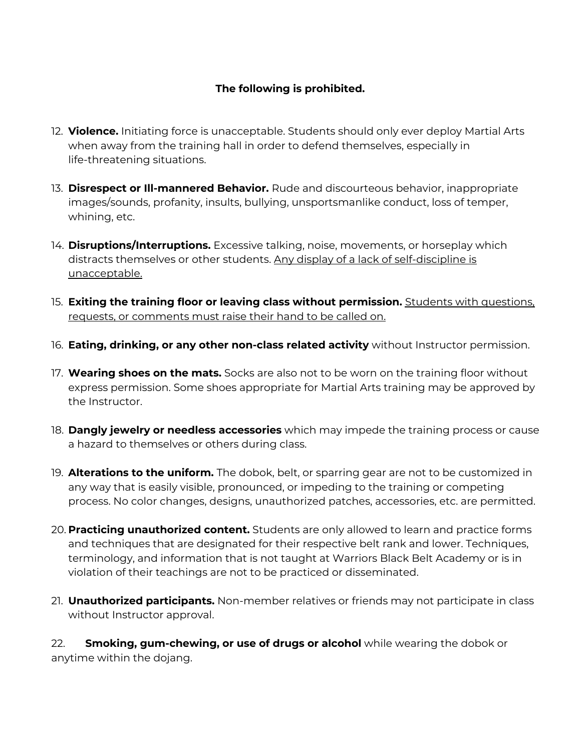**The following is prohibited.**

12. **Violence.** Initiating force is unacceptable. Students should only ever deploy Martial Arts when away from the training hall in order to defend themselves, especially in life-threatening situations.

13. **Disrespect or Ill-mannered Behavior.** Rude and discourteous behavior, inappropriate images/sounds, profanity, insults, bullying, unsportsmanlike conduct, loss of temper, whining, etc.

14. **Disruptions/Interruptions.** Excessive talking, noise, movements, or horseplay which distracts themselves or other students. <u>Any display of a lack of self-discipline is unacceptable.</u>

15. **Exiting the training floor or leaving class without permission.** <u>Students with questions, requests, or comments must raise their hand to be called on.</u>

16. **Eating, drinking, or any other non-class related activity** without Instructor permission.

17. **Wearing shoes on the mats.** Socks are also not to be worn on the training floor without express permission. Some shoes appropriate for Martial Arts training may be approved by the Instructor.

18. **Dangly jewelry or needless accessories** which may impede the training process or cause a hazard to themselves or others during class.

19. **Alterations to the uniform.** The dobok, belt, or sparring gear are not to be customized in any way that is easily visible, pronounced, or impeding to the training or competing process. No color changes, designs, unauthorized patches, accessories, etc. are permitted.

20. **Practicing unauthorized content.** Students are only allowed to learn and practice forms and techniques that are designated for their respective belt rank and lower. Techniques, terminology, and information that is not taught at Warriors Black Belt Academy or is in violation of their teachings are not to be practiced or disseminated.

21. **Unauthorized participants.** Non-member relatives or friends may not participate in class without Instructor approval.

22. **Smoking, gum-chewing, or use of drugs or alcohol** while wearing the dobok or anytime within the dojang.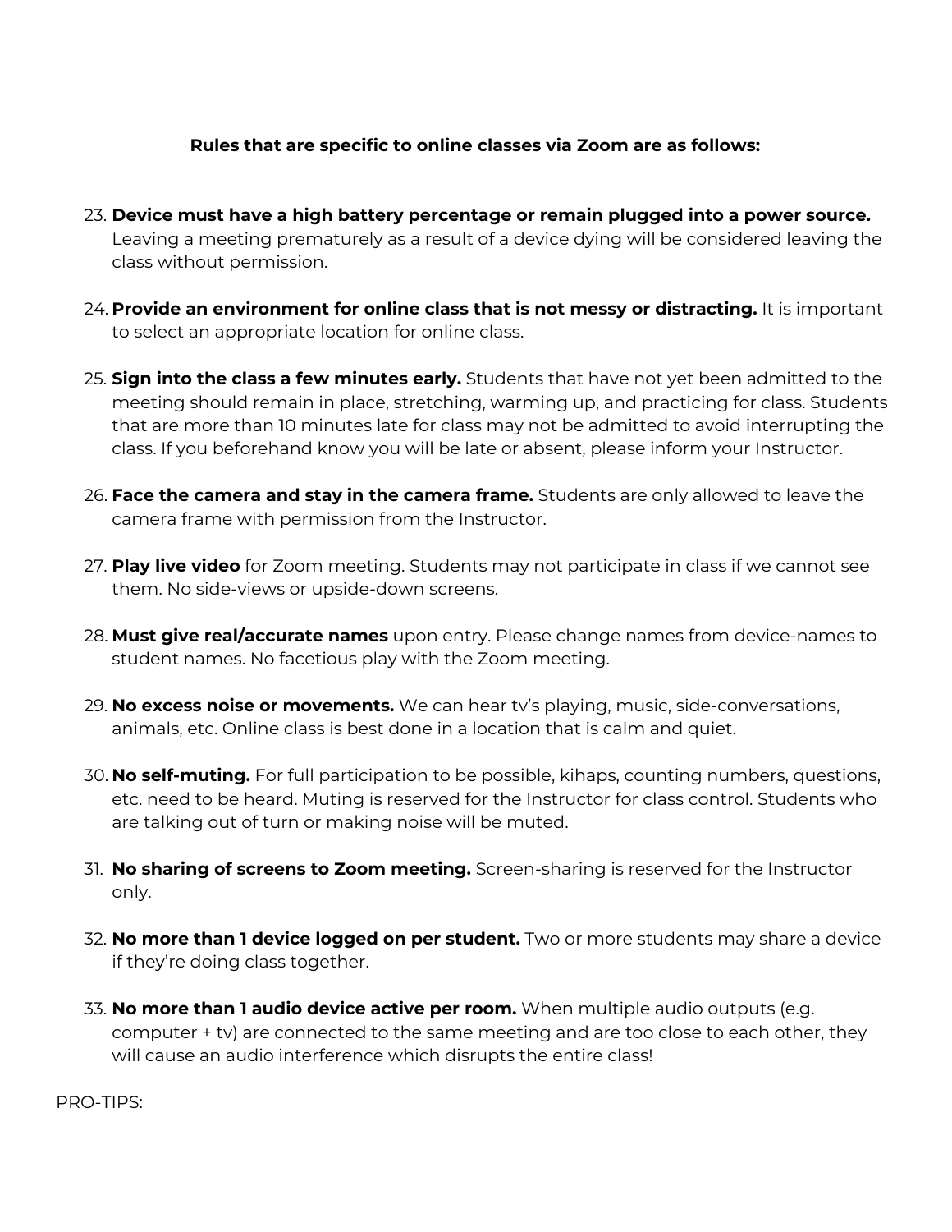**Rules that are specific to online classes via Zoom are as follows:**

23. **Device must have a high battery percentage or remain plugged into a power source.** Leaving a meeting prematurely as a result of a device dying will be considered leaving the class without permission.

24. **Provide an environment for online class that is not messy or distracting.** It is important to select an appropriate location for online class.

25. **Sign into the class a few minutes early.** Students that have not yet been admitted to the meeting should remain in place, stretching, warming up, and practicing for class. Students that are more than 10 minutes late for class may not be admitted to avoid interrupting the class. If you beforehand know you will be late or absent, please inform your Instructor.

26. **Face the camera and stay in the camera frame.** Students are only allowed to leave the camera frame with permission from the Instructor.

27. **Play live video** for Zoom meeting. Students may not participate in class if we cannot see them. No side-views or upside-down screens.

28. **Must give real/accurate names** upon entry. Please change names from device-names to student names. No facetious play with the Zoom meeting.

29. **No excess noise or movements.** We can hear tv's playing, music, side-conversations, animals, etc. Online class is best done in a location that is calm and quiet.

30. **No self-muting.** For full participation to be possible, kihaps, counting numbers, questions, etc. need to be heard. Muting is reserved for the Instructor for class control. Students who are talking out of turn or making noise will be muted.

31. **No sharing of screens to Zoom meeting.** Screen-sharing is reserved for the Instructor only.

32. **No more than 1 device logged on per student.** Two or more students may share a device if they're doing class together.

33. **No more than 1 audio device active per room.** When multiple audio outputs (e.g. computer + tv) are connected to the same meeting and are too close to each other, they will cause an audio interference which disrupts the entire class!

PRO-TIPS: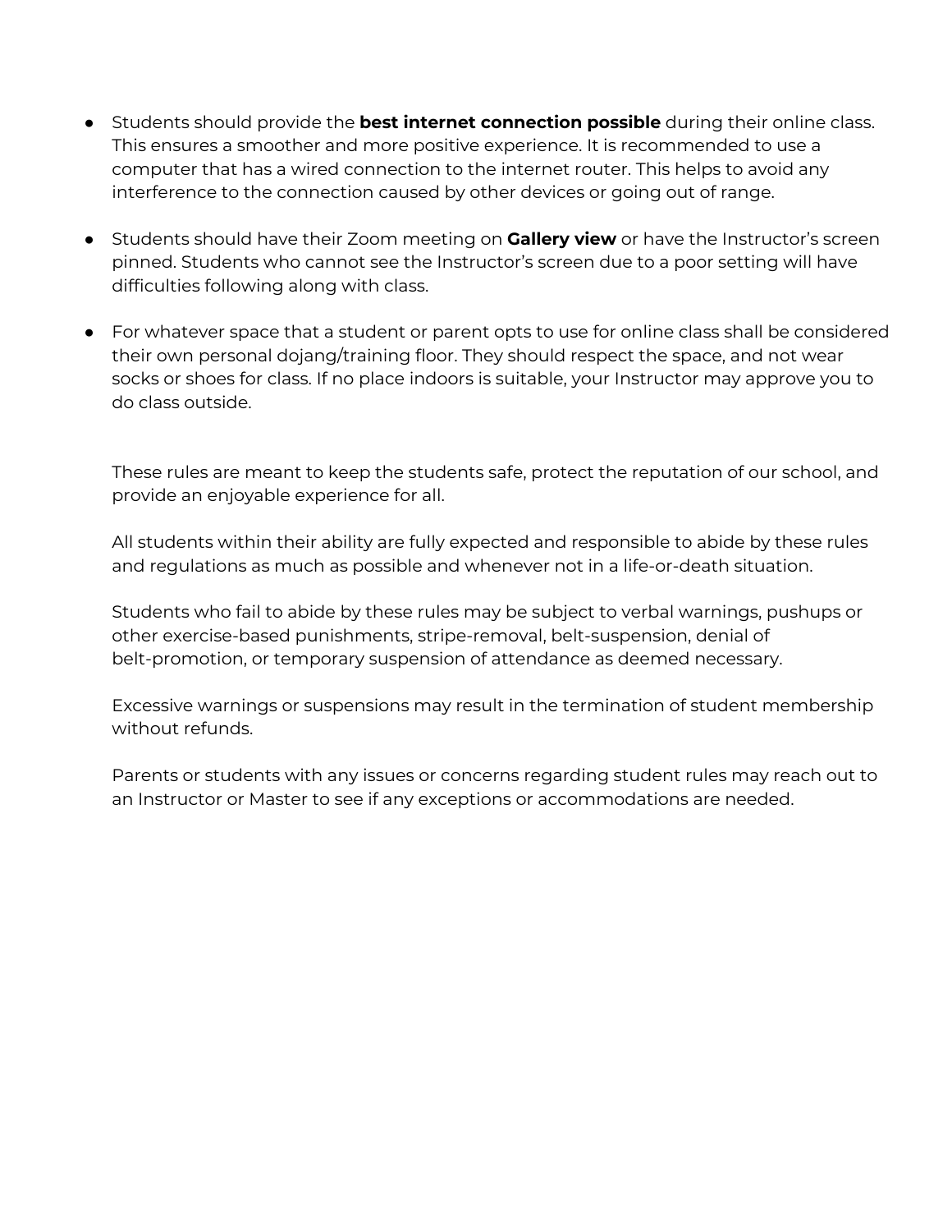- Students should provide the **best internet connection possible** during their online class. This ensures a smoother and more positive experience. It is recommended to use a computer that has a wired connection to the internet router. This helps to avoid any interference to the connection caused by other devices or going out of range.

- Students should have their Zoom meeting on **Gallery view** or have the Instructor's screen pinned. Students who cannot see the Instructor's screen due to a poor setting will have difficulties following along with class.

- For whatever space that a student or parent opts to use for online class shall be considered their own personal dojang/training floor. They should respect the space, and not wear socks or shoes for class. If no place indoors is suitable, your Instructor may approve you to do class outside.

These rules are meant to keep the students safe, protect the reputation of our school, and provide an enjoyable experience for all.

All students within their ability are fully expected and responsible to abide by these rules and regulations as much as possible and whenever not in a life-or-death situation.

Students who fail to abide by these rules may be subject to verbal warnings, pushups or other exercise-based punishments, stripe-removal, belt-suspension, denial of belt-promotion, or temporary suspension of attendance as deemed necessary.

Excessive warnings or suspensions may result in the termination of student membership without refunds.

Parents or students with any issues or concerns regarding student rules may reach out to an Instructor or Master to see if any exceptions or accommodations are needed.